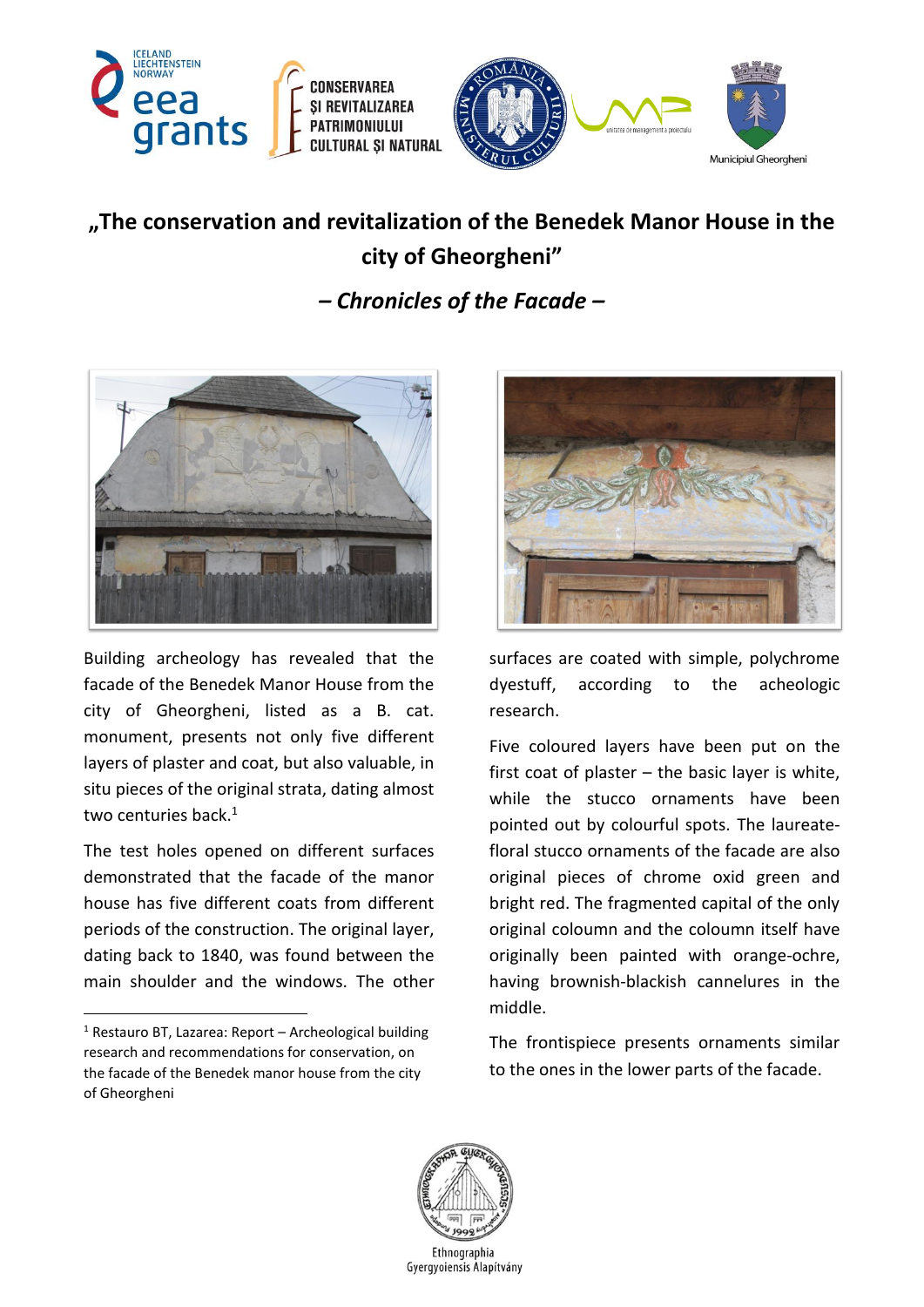ICELAND LIECHTENSTEIN NORWAY eea grants

CONSERVAREA ȘI REVITALIZAREA PATRIMONIULUI CULTURAL ȘI NATURAL

Municipiul Gheorgheni

# „The conservation and revitalization of the Benedek Manor House in the city of Gheorgheni”

## *– Chronicles of the Facade –*

Building archeology has revealed that the facade of the Benedek Manor House from the city of Gheorgheni, listed as a B. cat. monument, presents not only five different layers of plaster and coat, but also valuable, in situ pieces of the original strata, dating almost two centuries back.[1]

The test holes opened on different surfaces demonstrated that the facade of the manor house has five different coats from different periods of the construction. The original layer, dating back to 1840, was found between the main shoulder and the windows. The other surfaces are coated with simple, polychrome dyestuff, according to the acheologic research.

Five coloured layers have been put on the first coat of plaster – the basic layer is white, while the stucco ornaments have been pointed out by colourful spots. The laureate-floral stucco ornaments of the facade are also original pieces of chrome oxid green and bright red. The fragmented capital of the only original coloumn and the coloumn itself have originally been painted with orange-ochre, having brownish-blackish cannelures in the middle.

The frontispiece presents ornaments similar to the ones in the lower parts of the facade.

[1] Restauro BT, Lazarea: Report – Archeological building research and recommendations for conservation, on the facade of the Benedek manor house from the city of Gheorgheni

Ethnographia Gyergyoiensis Alapítvány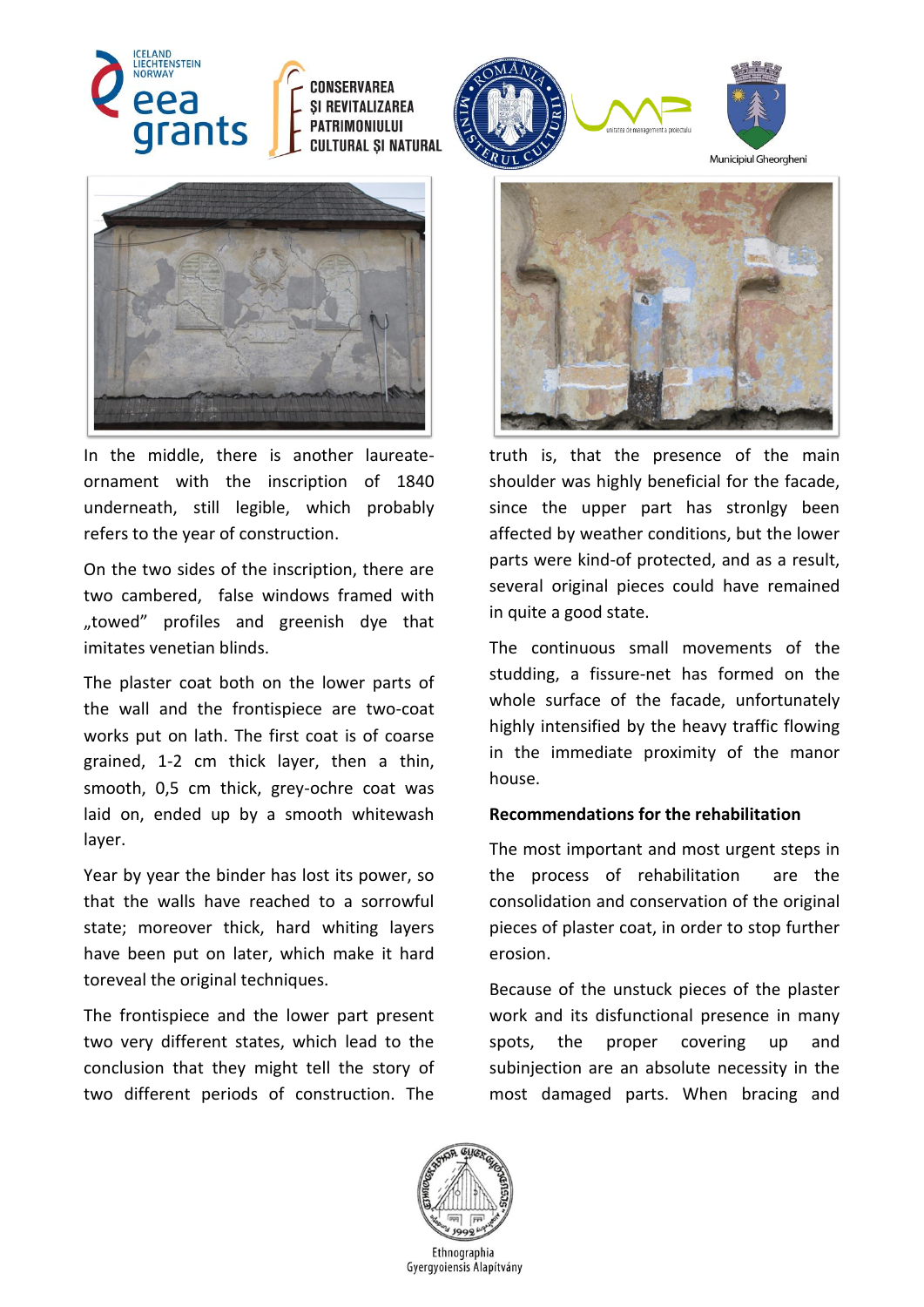In the middle, there is another laureate-ornament with the inscription of 1840 underneath, still legible, which probably refers to the year of construction.

On the two sides of the inscription, there are two cambered, false windows framed with „towed" profiles and greenish dye that imitates venetian blinds.

The plaster coat both on the lower parts of the wall and the frontispiece are two-coat works put on lath. The first coat is of coarse grained, 1-2 cm thick layer, then a thin, smooth, 0,5 cm thick, grey-ochre coat was laid on, ended up by a smooth whitewash layer.

Year by year the binder has lost its power, so that the walls have reached to a sorrowful state; moreover thick, hard whiting layers have been put on later, which make it hard toreveal the original techniques.

The frontispiece and the lower part present two very different states, which lead to the conclusion that they might tell the story of two different periods of construction. The truth is, that the presence of the main shoulder was highly beneficial for the facade, since the upper part has stronlgy been affected by weather conditions, but the lower parts were kind-of protected, and as a result, several original pieces could have remained in quite a good state.

The continuous small movements of the studding, a fissure-net has formed on the whole surface of the facade, unfortunately highly intensified by the heavy traffic flowing in the immediate proximity of the manor house.

**Recommendations for the rehabilitation**

The most important and most urgent steps in the process of rehabilitation are the consolidation and conservation of the original pieces of plaster coat, in order to stop further erosion.

Because of the unstuck pieces of the plaster work and its disfunctional presence in many spots, the proper covering up and subinjection are an absolute necessity in the most damaged parts. When bracing and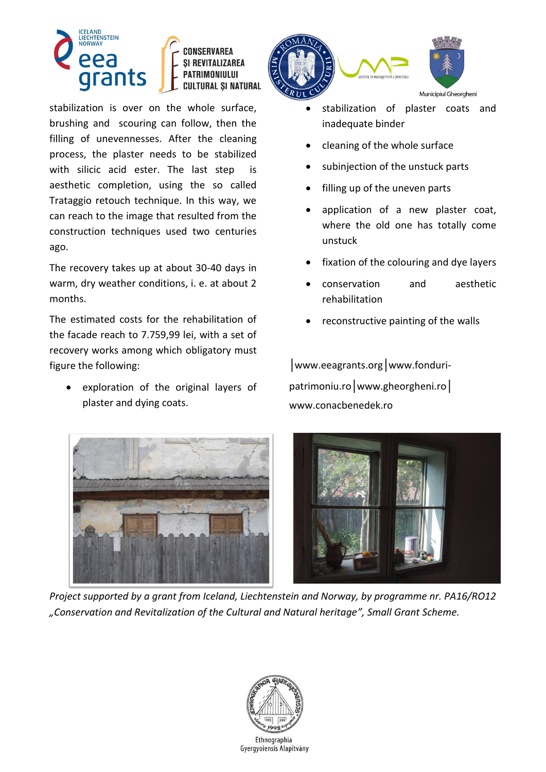stabilization is over on the whole surface, brushing and scouring can follow, then the filling of unevennesses. After the cleaning process, the plaster needs to be stabilized with silicic acid ester. The last step is aesthetic completion, using the so called Trataggio retouch technique. In this way, we can reach to the image that resulted from the construction techniques used two centuries ago.

The recovery takes up at about 30-40 days in warm, dry weather conditions, i. e. at about 2 months.

The estimated costs for the rehabilitation of the facade reach to 7.759,99 lei, with a set of recovery works among which obligatory must figure the following:

- exploration of the original layers of plaster and dying coats.
- stabilization of plaster coats and inadequate binder
- cleaning of the whole surface
- subinjection of the unstuck parts
- filling up of the uneven parts
- application of a new plaster coat, where the old one has totally come unstuck
- fixation of the colouring and dye layers
- conservation and aesthetic rehabilitation
- reconstructive painting of the walls

|www.eeagrants.org|www.fonduri-patrimoniu.ro|www.gheorgheni.ro|
www.conacbenedek.ro

*Project supported by a grant from Iceland, Liechtenstein and Norway, by programme nr. PA16/RO12 „Conservation and Revitalization of the Cultural and Natural heritage", Small Grant Scheme.*

Ethnographia
Gyergyoiensis Alapítvány